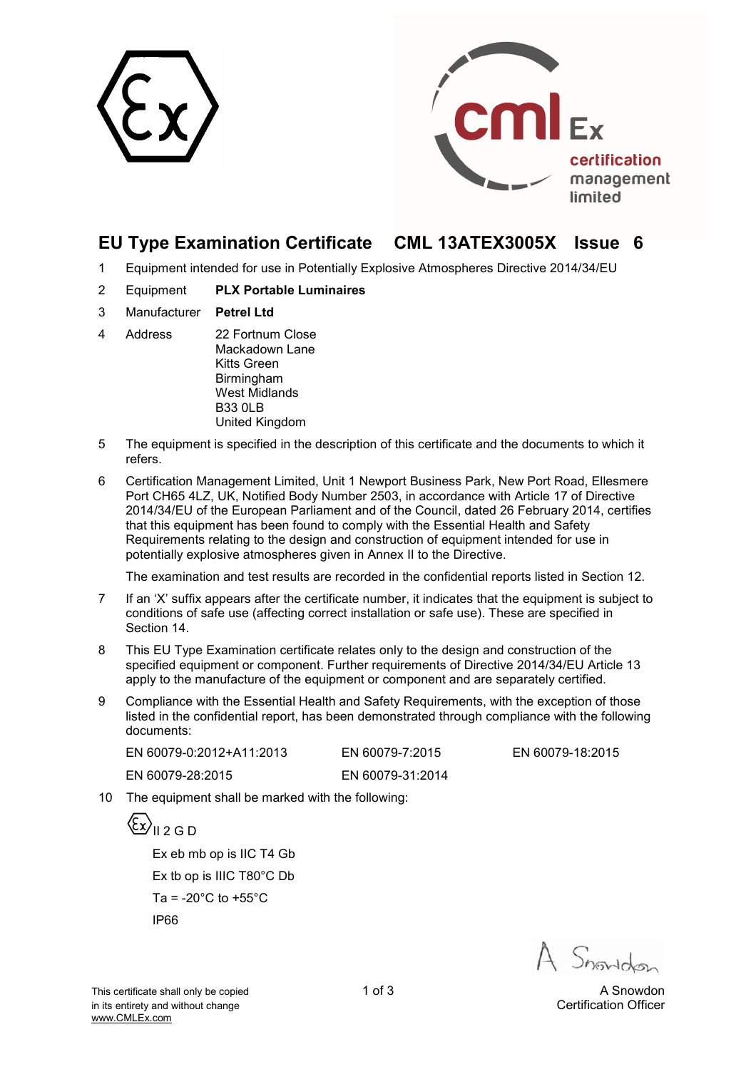# EU Type Examination Certificate CML 13ATEX3005X Issue 6

1. Equipment intended for use in Potentially Explosive Atmospheres Directive 2014/34/EU

2. Equipment **PLX Portable Luminaires**

3. Manufacturer **Petrel Ltd**

4. Address
   22 Fortnum Close
   Mackadown Lane
   Kitts Green
   Birmingham
   West Midlands
   B33 0LB
   United Kingdom

5. The equipment is specified in the description of this certificate and the documents to which it refers.

6. Certification Management Limited, Unit 1 Newport Business Park, New Port Road, Ellesmere Port CH65 4LZ, UK, Notified Body Number 2503, in accordance with Article 17 of Directive 2014/34/EU of the European Parliament and of the Council, dated 26 February 2014, certifies that this equipment has been found to comply with the Essential Health and Safety Requirements relating to the design and construction of equipment intended for use in potentially explosive atmospheres given in Annex II to the Directive.

   The examination and test results are recorded in the confidential reports listed in Section 12.

7. If an 'X' suffix appears after the certificate number, it indicates that the equipment is subject to conditions of safe use (affecting correct installation or safe use). These are specified in Section 14.

8. This EU Type Examination certificate relates only to the design and construction of the specified equipment or component. Further requirements of Directive 2014/34/EU Article 13 apply to the manufacture of the equipment or component and are separately certified.

9. Compliance with the Essential Health and Safety Requirements, with the exception of those listed in the confidential report, has been demonstrated through compliance with the following documents:

   EN 60079-0:2012+A11:2013 EN 60079-7:2015 EN 60079-18:2015

   EN 60079-28:2015 EN 60079-31:2014

10. The equipment shall be marked with the following:

    Ex II 2 G D

    Ex eb mb op is IIC T4 Gb

    Ex tb op is IIIC T80°C Db

    Ta = -20°C to +55°C

    IP66

A Snowdon
Certification Officer

This certificate shall only be copied in its entirety and without change
www.CMLEx.com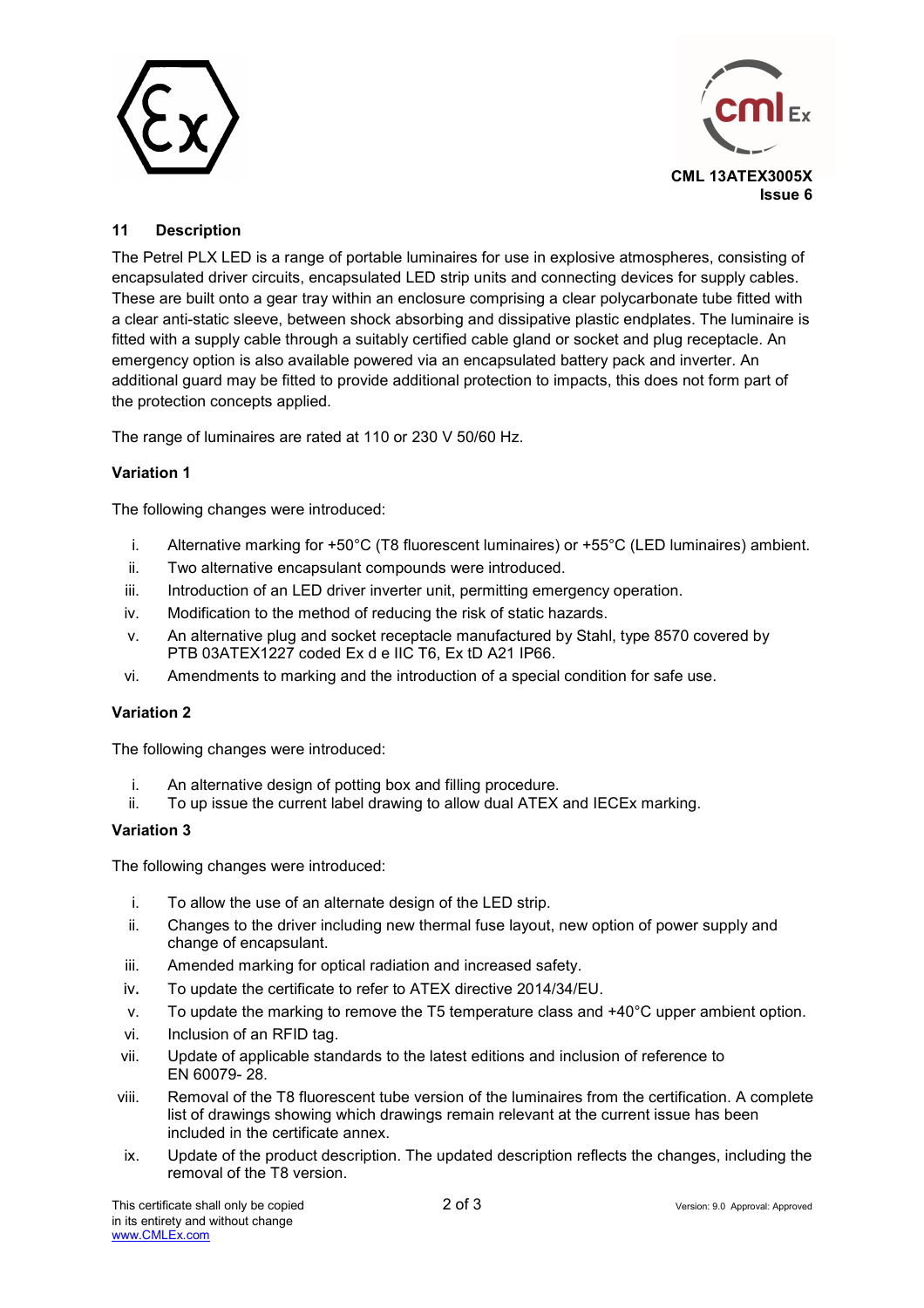## 11 Description

The Petrel PLX LED is a range of portable luminaires for use in explosive atmospheres, consisting of encapsulated driver circuits, encapsulated LED strip units and connecting devices for supply cables. These are built onto a gear tray within an enclosure comprising a clear polycarbonate tube fitted with a clear anti-static sleeve, between shock absorbing and dissipative plastic endplates. The luminaire is fitted with a supply cable through a suitably certified cable gland or socket and plug receptacle. An emergency option is also available powered via an encapsulated battery pack and inverter. An additional guard may be fitted to provide additional protection to impacts, this does not form part of the protection concepts applied.

The range of luminaires are rated at 110 or 230 V 50/60 Hz.

### Variation 1

The following changes were introduced:

i. Alternative marking for +50°C (T8 fluorescent luminaires) or +55°C (LED luminaires) ambient.
ii. Two alternative encapsulant compounds were introduced.
iii. Introduction of an LED driver inverter unit, permitting emergency operation.
iv. Modification to the method of reducing the risk of static hazards.
v. An alternative plug and socket receptacle manufactured by Stahl, type 8570 covered by PTB 03ATEX1227 coded Ex d e IIC T6, Ex tD A21 IP66.
vi. Amendments to marking and the introduction of a special condition for safe use.

### Variation 2

The following changes were introduced:

i. An alternative design of potting box and filling procedure.
ii. To up issue the current label drawing to allow dual ATEX and IECEx marking.

### Variation 3

The following changes were introduced:

i. To allow the use of an alternate design of the LED strip.
ii. Changes to the driver including new thermal fuse layout, new option of power supply and change of encapsulant.
iii. Amended marking for optical radiation and increased safety.
iv. To update the certificate to refer to ATEX directive 2014/34/EU.
v. To update the marking to remove the T5 temperature class and +40°C upper ambient option.
vi. Inclusion of an RFID tag.
vii. Update of applicable standards to the latest editions and inclusion of reference to EN 60079- 28.
viii. Removal of the T8 fluorescent tube version of the luminaires from the certification. A complete list of drawings showing which drawings remain relevant at the current issue has been included in the certificate annex.
ix. Update of the product description. The updated description reflects the changes, including the removal of the T8 version.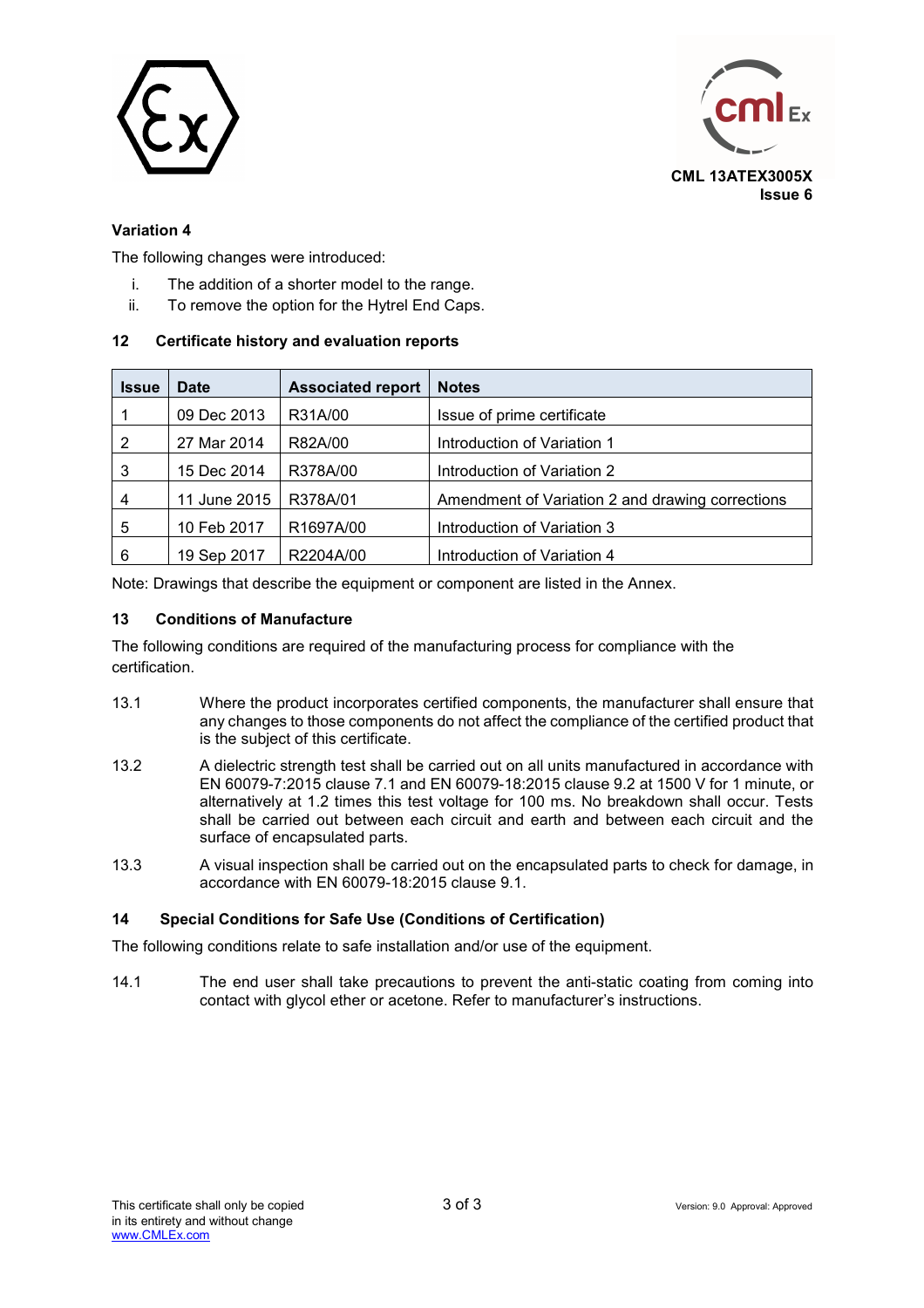**Variation 4**

The following changes were introduced:

i. The addition of a shorter model to the range.
ii. To remove the option for the Hytrel End Caps.

## 12 Certificate history and evaluation reports

| Issue | Date | Associated report | Notes |
|---|---|---|---|
| 1 | 09 Dec 2013 | R31A/00 | Issue of prime certificate |
| 2 | 27 Mar 2014 | R82A/00 | Introduction of Variation 1 |
| 3 | 15 Dec 2014 | R378A/00 | Introduction of Variation 2 |
| 4 | 11 June 2015 | R378A/01 | Amendment of Variation 2 and drawing corrections |
| 5 | 10 Feb 2017 | R1697A/00 | Introduction of Variation 3 |
| 6 | 19 Sep 2017 | R2204A/00 | Introduction of Variation 4 |

Note: Drawings that describe the equipment or component are listed in the Annex.

## 13 Conditions of Manufacture

The following conditions are required of the manufacturing process for compliance with the certification.

13.1 Where the product incorporates certified components, the manufacturer shall ensure that any changes to those components do not affect the compliance of the certified product that is the subject of this certificate.

13.2 A dielectric strength test shall be carried out on all units manufactured in accordance with EN 60079-7:2015 clause 7.1 and EN 60079-18:2015 clause 9.2 at 1500 V for 1 minute, or alternatively at 1.2 times this test voltage for 100 ms. No breakdown shall occur. Tests shall be carried out between each circuit and earth and between each circuit and the surface of encapsulated parts.

13.3 A visual inspection shall be carried out on the encapsulated parts to check for damage, in accordance with EN 60079-18:2015 clause 9.1.

## 14 Special Conditions for Safe Use (Conditions of Certification)

The following conditions relate to safe installation and/or use of the equipment.

14.1 The end user shall take precautions to prevent the anti-static coating from coming into contact with glycol ether or acetone. Refer to manufacturer's instructions.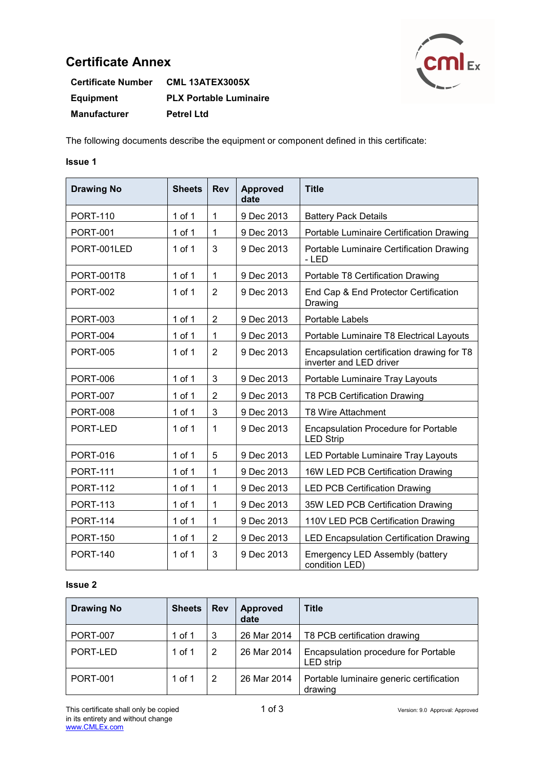# Certificate Annex

| | |
|---|---|
| **Certificate Number** | **CML 13ATEX3005X** |
| **Equipment** | **PLX Portable Luminaire** |
| **Manufacturer** | **Petrel Ltd** |

The following documents describe the equipment or component defined in this certificate:

**Issue 1**

| Drawing No | Sheets | Rev | Approved date | Title |
|---|---|---|---|---|
| PORT-110 | 1 of 1 | 1 | 9 Dec 2013 | Battery Pack Details |
| PORT-001 | 1 of 1 | 1 | 9 Dec 2013 | Portable Luminaire Certification Drawing |
| PORT-001LED | 1 of 1 | 3 | 9 Dec 2013 | Portable Luminaire Certification Drawing - LED |
| PORT-001T8 | 1 of 1 | 1 | 9 Dec 2013 | Portable T8 Certification Drawing |
| PORT-002 | 1 of 1 | 2 | 9 Dec 2013 | End Cap & End Protector Certification Drawing |
| PORT-003 | 1 of 1 | 2 | 9 Dec 2013 | Portable Labels |
| PORT-004 | 1 of 1 | 1 | 9 Dec 2013 | Portable Luminaire T8 Electrical Layouts |
| PORT-005 | 1 of 1 | 2 | 9 Dec 2013 | Encapsulation certification drawing for T8 inverter and LED driver |
| PORT-006 | 1 of 1 | 3 | 9 Dec 2013 | Portable Luminaire Tray Layouts |
| PORT-007 | 1 of 1 | 2 | 9 Dec 2013 | T8 PCB Certification Drawing |
| PORT-008 | 1 of 1 | 3 | 9 Dec 2013 | T8 Wire Attachment |
| PORT-LED | 1 of 1 | 1 | 9 Dec 2013 | Encapsulation Procedure for Portable LED Strip |
| PORT-016 | 1 of 1 | 5 | 9 Dec 2013 | LED Portable Luminaire Tray Layouts |
| PORT-111 | 1 of 1 | 1 | 9 Dec 2013 | 16W LED PCB Certification Drawing |
| PORT-112 | 1 of 1 | 1 | 9 Dec 2013 | LED PCB Certification Drawing |
| PORT-113 | 1 of 1 | 1 | 9 Dec 2013 | 35W LED PCB Certification Drawing |
| PORT-114 | 1 of 1 | 1 | 9 Dec 2013 | 110V LED PCB Certification Drawing |
| PORT-150 | 1 of 1 | 2 | 9 Dec 2013 | LED Encapsulation Certification Drawing |
| PORT-140 | 1 of 1 | 3 | 9 Dec 2013 | Emergency LED Assembly (battery condition LED) |

**Issue 2**

| Drawing No | Sheets | Rev | Approved date | Title |
|---|---|---|---|---|
| PORT-007 | 1 of 1 | 3 | 26 Mar 2014 | T8 PCB certification drawing |
| PORT-LED | 1 of 1 | 2 | 26 Mar 2014 | Encapsulation procedure for Portable LED strip |
| PORT-001 | 1 of 1 | 2 | 26 Mar 2014 | Portable luminaire generic certification drawing |

This certificate shall only be copied in its entirety and without change
www.CMLEx.com

Version: 9.0 Approval: Approved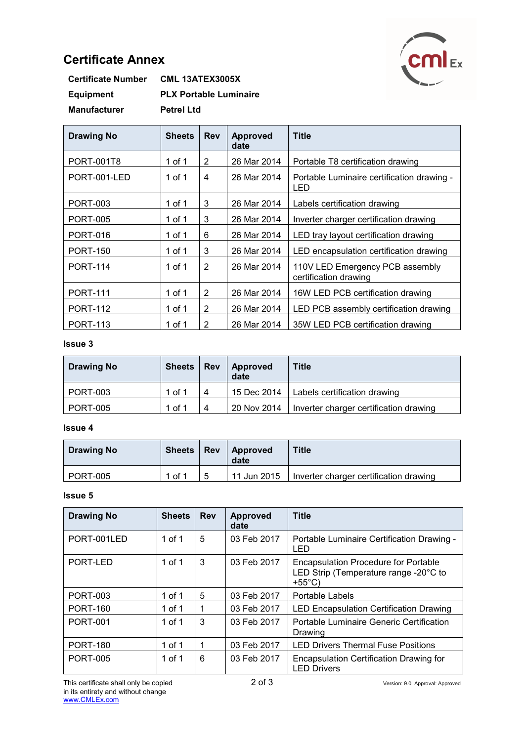# Certificate Annex

| | |
|---|---|
| **Certificate Number** | **CML 13ATEX3005X** |
| **Equipment** | **PLX Portable Luminaire** |
| **Manufacturer** | **Petrel Ltd** |

| Drawing No | Sheets | Rev | Approved date | Title |
|---|---|---|---|---|
| PORT-001T8 | 1 of 1 | 2 | 26 Mar 2014 | Portable T8 certification drawing |
| PORT-001-LED | 1 of 1 | 4 | 26 Mar 2014 | Portable Luminaire certification drawing - LED |
| PORT-003 | 1 of 1 | 3 | 26 Mar 2014 | Labels certification drawing |
| PORT-005 | 1 of 1 | 3 | 26 Mar 2014 | Inverter charger certification drawing |
| PORT-016 | 1 of 1 | 6 | 26 Mar 2014 | LED tray layout certification drawing |
| PORT-150 | 1 of 1 | 3 | 26 Mar 2014 | LED encapsulation certification drawing |
| PORT-114 | 1 of 1 | 2 | 26 Mar 2014 | 110V LED Emergency PCB assembly certification drawing |
| PORT-111 | 1 of 1 | 2 | 26 Mar 2014 | 16W LED PCB certification drawing |
| PORT-112 | 1 of 1 | 2 | 26 Mar 2014 | LED PCB assembly certification drawing |
| PORT-113 | 1 of 1 | 2 | 26 Mar 2014 | 35W LED PCB certification drawing |

**Issue 3**

| Drawing No | Sheets | Rev | Approved date | Title |
|---|---|---|---|---|
| PORT-003 | 1 of 1 | 4 | 15 Dec 2014 | Labels certification drawing |
| PORT-005 | 1 of 1 | 4 | 20 Nov 2014 | Inverter charger certification drawing |

**Issue 4**

| Drawing No | Sheets | Rev | Approved date | Title |
|---|---|---|---|---|
| PORT-005 | 1 of 1 | 5 | 11 Jun 2015 | Inverter charger certification drawing |

**Issue 5**

| Drawing No | Sheets | Rev | Approved date | Title |
|---|---|---|---|---|
| PORT-001LED | 1 of 1 | 5 | 03 Feb 2017 | Portable Luminaire Certification Drawing - LED |
| PORT-LED | 1 of 1 | 3 | 03 Feb 2017 | Encapsulation Procedure for Portable LED Strip (Temperature range -20°C to +55°C) |
| PORT-003 | 1 of 1 | 5 | 03 Feb 2017 | Portable Labels |
| PORT-160 | 1 of 1 | 1 | 03 Feb 2017 | LED Encapsulation Certification Drawing |
| PORT-001 | 1 of 1 | 3 | 03 Feb 2017 | Portable Luminaire Generic Certification Drawing |
| PORT-180 | 1 of 1 | 1 | 03 Feb 2017 | LED Drivers Thermal Fuse Positions |
| PORT-005 | 1 of 1 | 6 | 03 Feb 2017 | Encapsulation Certification Drawing for LED Drivers |

This certificate shall only be copied in its entirety and without change
www.CMLEx.com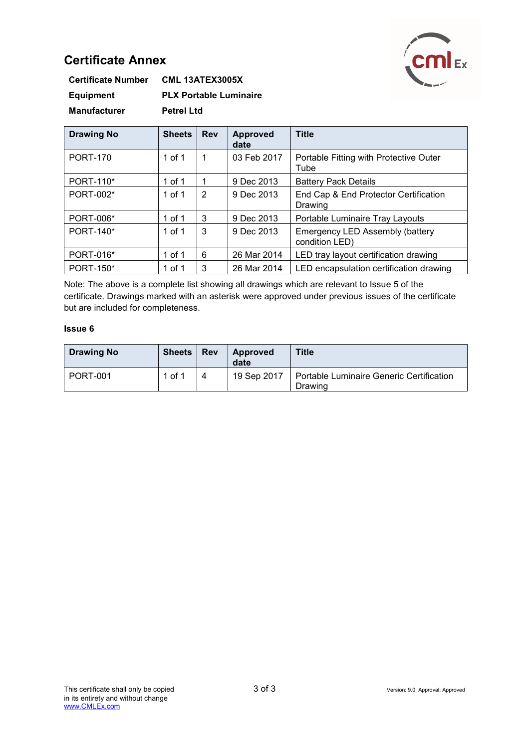## Certificate Annex

| | |
|---|---|
| **Certificate Number** | **CML 13ATEX3005X** |
| **Equipment** | **PLX Portable Luminaire** |
| **Manufacturer** | **Petrel Ltd** |

| Drawing No | Sheets | Rev | Approved date | Title |
|---|---|---|---|---|
| PORT-170 | 1 of 1 | 1 | 03 Feb 2017 | Portable Fitting with Protective Outer Tube |
| PORT-110* | 1 of 1 | 1 | 9 Dec 2013 | Battery Pack Details |
| PORT-002* | 1 of 1 | 2 | 9 Dec 2013 | End Cap & End Protector Certification Drawing |
| PORT-006* | 1 of 1 | 3 | 9 Dec 2013 | Portable Luminaire Tray Layouts |
| PORT-140* | 1 of 1 | 3 | 9 Dec 2013 | Emergency LED Assembly (battery condition LED) |
| PORT-016* | 1 of 1 | 6 | 26 Mar 2014 | LED tray layout certification drawing |
| PORT-150* | 1 of 1 | 3 | 26 Mar 2014 | LED encapsulation certification drawing |

Note: The above is a complete list showing all drawings which are relevant to Issue 5 of the certificate. Drawings marked with an asterisk were approved under previous issues of the certificate but are included for completeness.

#### Issue 6

| Drawing No | Sheets | Rev | Approved date | Title |
|---|---|---|---|---|
| PORT-001 | 1 of 1 | 4 | 19 Sep 2017 | Portable Luminaire Generic Certification Drawing |

This certificate shall only be copied in its entirety and without change
www.CMLEx.com

Version: 9.0 Approval: Approved